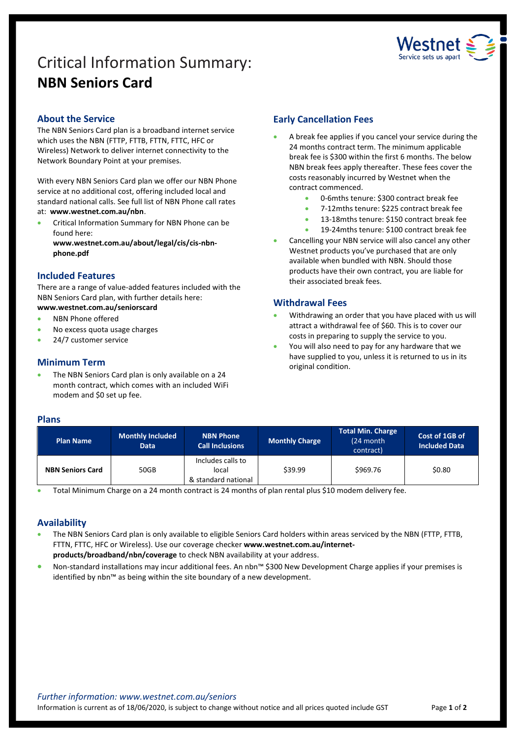# Critical Information Summary:
# **NBN Seniors Card**

## About the Service

The NBN Seniors Card plan is a broadband internet service which uses the NBN (FTTP, FTTB, FTTN, FTTC, HFC or Wireless) Network to deliver internet connectivity to the Network Boundary Point at your premises.

With every NBN Seniors Card plan we offer our NBN Phone service at no additional cost, offering included local and standard national calls. See full list of NBN Phone call rates at: **www.westnet.com.au/nbn**.

- Critical Information Summary for NBN Phone can be found here: **www.westnet.com.au/about/legal/cis/cis-nbn-phone.pdf**

## Included Features

There are a range of value-added features included with the NBN Seniors Card plan, with further details here: **www.westnet.com.au/seniorscard**

- NBN Phone offered
- No excess quota usage charges
- 24/7 customer service

## Minimum Term

- The NBN Seniors Card plan is only available on a 24 month contract, which comes with an included WiFi modem and $0 set up fee.

## Early Cancellation Fees

- A break fee applies if you cancel your service during the 24 months contract term. The minimum applicable break fee is $300 within the first 6 months. The below NBN break fees apply thereafter. These fees cover the costs reasonably incurred by Westnet when the contract commenced.
    - 0-6mths tenure: $300 contract break fee
    - 7-12mths tenure: $225 contract break fee
    - 13-18mths tenure: $150 contract break fee
    - 19-24mths tenure: $100 contract break fee
- Cancelling your NBN service will also cancel any other Westnet products you've purchased that are only available when bundled with NBN. Should those products have their own contract, you are liable for their associated break fees.

## Withdrawal Fees

- Withdrawing an order that you have placed with us will attract a withdrawal fee of $60. This is to cover our costs in preparing to supply the service to you.
- You will also need to pay for any hardware that we have supplied to you, unless it is returned to us in its original condition.

## Plans

| Plan Name | Monthly Included Data | NBN Phone Call Inclusions | Monthly Charge | Total Min. Charge (24 month contract) | Cost of 1GB of Included Data |
|---|---|---|---|---|---|
| **NBN Seniors Card** | 50GB | Includes calls to local & standard national | $39.99 | $969.76 | $0.80 |

- Total Minimum Charge on a 24 month contract is 24 months of plan rental plus $10 modem delivery fee.

## Availability

- The NBN Seniors Card plan is only available to eligible Seniors Card holders within areas serviced by the NBN (FTTP, FTTB, FTTN, FTTC, HFC or Wireless). Use our coverage checker **www.westnet.com.au/internet-products/broadband/nbn/coverage** to check NBN availability at your address.
- Non-standard installations may incur additional fees. An nbn™ $300 New Development Charge applies if your premises is identified by nbn™ as being within the site boundary of a new development.

*Further information: www.westnet.com.au/seniors*

Information is current as of 18/06/2020, is subject to change without notice and all prices quoted include GST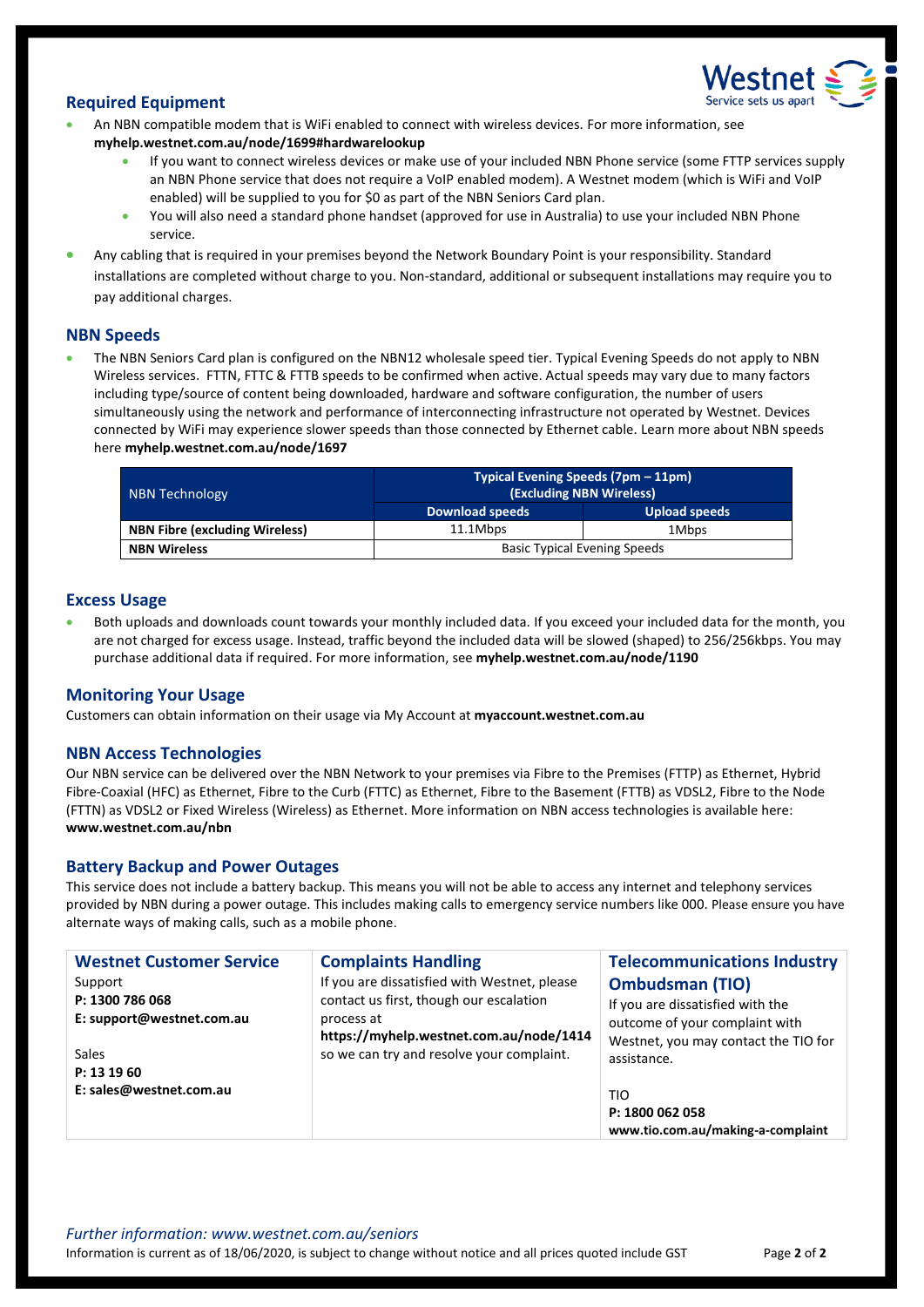## Required Equipment

- An NBN compatible modem that is WiFi enabled to connect with wireless devices. For more information, see **myhelp.westnet.com.au/node/1699#hardwarelookup**
    - If you want to connect wireless devices or make use of your included NBN Phone service (some FTTP services supply an NBN Phone service that does not require a VoIP enabled modem). A Westnet modem (which is WiFi and VoIP enabled) will be supplied to you for $0 as part of the NBN Seniors Card plan.
    - You will also need a standard phone handset (approved for use in Australia) to use your included NBN Phone service.
- Any cabling that is required in your premises beyond the Network Boundary Point is your responsibility. Standard installations are completed without charge to you. Non-standard, additional or subsequent installations may require you to pay additional charges.

## NBN Speeds

- The NBN Seniors Card plan is configured on the NBN12 wholesale speed tier. Typical Evening Speeds do not apply to NBN Wireless services. FTTN, FTTC & FTTB speeds to be confirmed when active. Actual speeds may vary due to many factors including type/source of content being downloaded, hardware and software configuration, the number of users simultaneously using the network and performance of interconnecting infrastructure not operated by Westnet. Devices connected by WiFi may experience slower speeds than those connected by Ethernet cable. Learn more about NBN speeds here **myhelp.westnet.com.au/node/1697**

| NBN Technology | Typical Evening Speeds (7pm – 11pm) (Excluding NBN Wireless) | |
|---|---|---|
| | Download speeds | Upload speeds |
| **NBN Fibre (excluding Wireless)** | 11.1Mbps | 1Mbps |
| **NBN Wireless** | Basic Typical Evening Speeds | |

## Excess Usage

- Both uploads and downloads count towards your monthly included data. If you exceed your included data for the month, you are not charged for excess usage. Instead, traffic beyond the included data will be slowed (shaped) to 256/256kbps. You may purchase additional data if required. For more information, see **myhelp.westnet.com.au/node/1190**

## Monitoring Your Usage

Customers can obtain information on their usage via My Account at **myaccount.westnet.com.au**

## NBN Access Technologies

Our NBN service can be delivered over the NBN Network to your premises via Fibre to the Premises (FTTP) as Ethernet, Hybrid Fibre-Coaxial (HFC) as Ethernet, Fibre to the Curb (FTTC) as Ethernet, Fibre to the Basement (FTTB) as VDSL2, Fibre to the Node (FTTN) as VDSL2 or Fixed Wireless (Wireless) as Ethernet. More information on NBN access technologies is available here: **www.westnet.com.au/nbn**

## Battery Backup and Power Outages

This service does not include a battery backup. This means you will not be able to access any internet and telephony services provided by NBN during a power outage. This includes making calls to emergency service numbers like 000. Please ensure you have alternate ways of making calls, such as a mobile phone.

### Westnet Customer Service

Support
**P: 1300 786 068**
**E: support@westnet.com.au**

Sales
**P: 13 19 60**
**E: sales@westnet.com.au**

### Complaints Handling

If you are dissatisfied with Westnet, please contact us first, though our escalation process at **https://myhelp.westnet.com.au/node/1414** so we can try and resolve your complaint.

### Telecommunications Industry Ombudsman (TIO)

If you are dissatisfied with the outcome of your complaint with Westnet, you may contact the TIO for assistance.

TIO
**P: 1800 062 058**
**www.tio.com.au/making-a-complaint**

*Further information: www.westnet.com.au/seniors*

Information is current as of 18/06/2020, is subject to change without notice and all prices quoted include GST